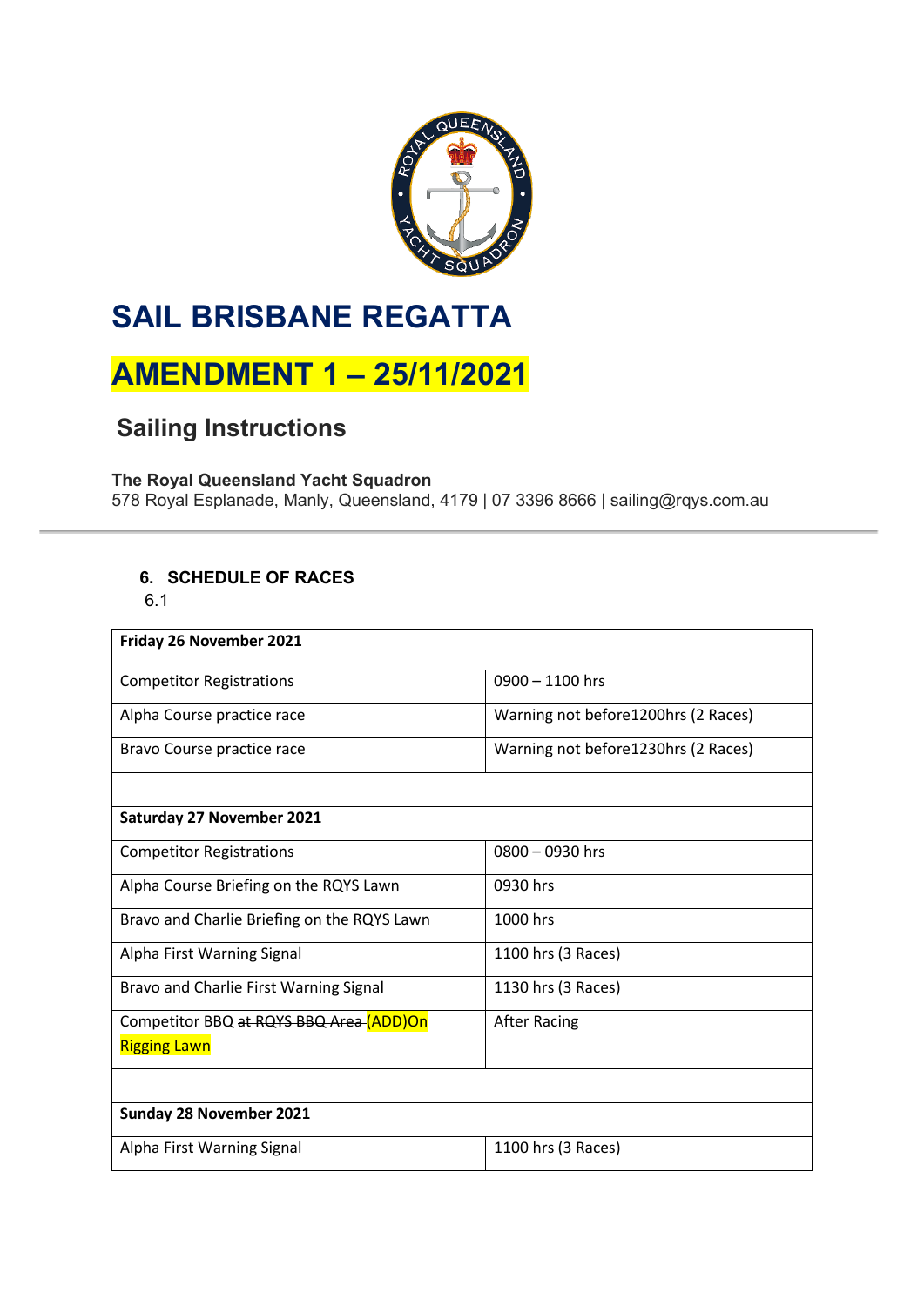# SAIL BRISBANE REGATTA

# AMENDMENT 1 – 25/11/2021

## Sailing Instructions

**The Royal Queensland Yacht Squadron**
578 Royal Esplanade, Manly, Queensland, 4179 | 07 3396 8666 | sailing@rqys.com.au

### 6. SCHEDULE OF RACES

6.1

| | |
|---|---|
| **Friday 26 November 2021** | |
| Competitor Registrations | 0900 – 1100 hrs |
| Alpha Course practice race | Warning not before1200hrs (2 Races) |
| Bravo Course practice race | Warning not before1230hrs (2 Races) |
| | |
| **Saturday 27 November 2021** | |
| Competitor Registrations | 0800 – 0930 hrs |
| Alpha Course Briefing on the RQYS Lawn | 0930 hrs |
| Bravo and Charlie Briefing on the RQYS Lawn | 1000 hrs |
| Alpha First Warning Signal | 1100 hrs (3 Races) |
| Bravo and Charlie First Warning Signal | 1130 hrs (3 Races) |
| Competitor BBQ ~~at RQYS BBQ Area~~ (ADD)On Rigging Lawn | After Racing |
| | |
| **Sunday 28 November 2021** | |
| Alpha First Warning Signal | 1100 hrs (3 Races) |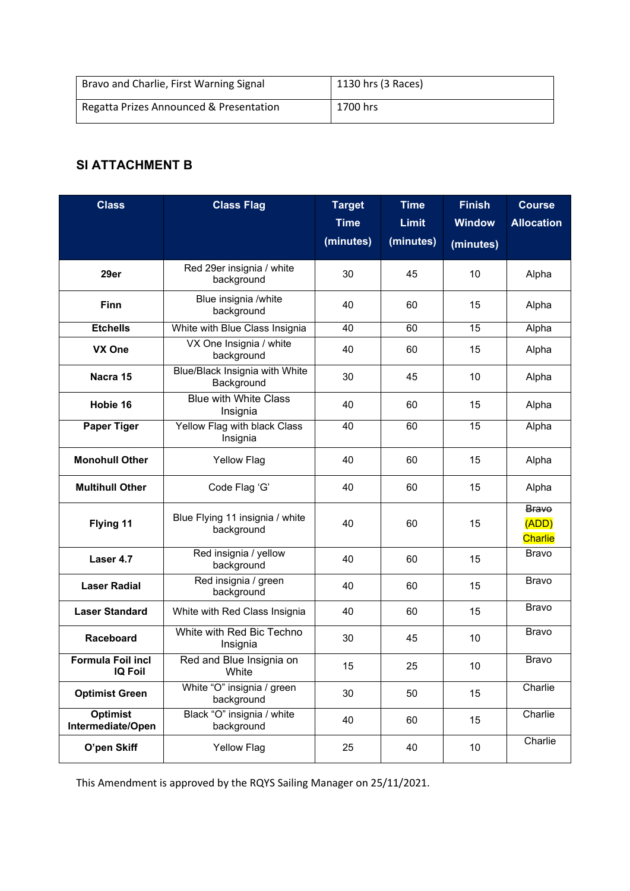| | |
|---|---|
| Bravo and Charlie, First Warning Signal | 1130 hrs (3 Races) |
| Regatta Prizes Announced & Presentation | 1700 hrs |

## SI ATTACHMENT B

| Class | Class Flag | Target Time (minutes) | Time Limit (minutes) | Finish Window (minutes) | Course Allocation |
|---|---|---|---|---|---|
| **29er** | Red 29er insignia / white background | 30 | 45 | 10 | Alpha |
| **Finn** | Blue insignia /white background | 40 | 60 | 15 | Alpha |
| **Etchells** | White with Blue Class Insignia | 40 | 60 | 15 | Alpha |
| **VX One** | VX One Insignia / white background | 40 | 60 | 15 | Alpha |
| **Nacra 15** | Blue/Black Insignia with White Background | 30 | 45 | 10 | Alpha |
| **Hobie 16** | Blue with White Class Insignia | 40 | 60 | 15 | Alpha |
| **Paper Tiger** | Yellow Flag with black Class Insignia | 40 | 60 | 15 | Alpha |
| **Monohull Other** | Yellow Flag | 40 | 60 | 15 | Alpha |
| **Multihull Other** | Code Flag 'G' | 40 | 60 | 15 | Alpha |
| **Flying 11** | Blue Flying 11 insignia / white background | 40 | 60 | 15 | ~~Bravo~~ (ADD) Charlie |
| **Laser 4.7** | Red insignia / yellow background | 40 | 60 | 15 | Bravo |
| **Laser Radial** | Red insignia / green background | 40 | 60 | 15 | Bravo |
| **Laser Standard** | White with Red Class Insignia | 40 | 60 | 15 | Bravo |
| **Raceboard** | White with Red Bic Techno Insignia | 30 | 45 | 10 | Bravo |
| **Formula Foil incl IQ Foil** | Red and Blue Insignia on White | 15 | 25 | 10 | Bravo |
| **Optimist Green** | White "O" insignia / green background | 30 | 50 | 15 | Charlie |
| **Optimist Intermediate/Open** | Black "O" insignia / white background | 40 | 60 | 15 | Charlie |
| **O'pen Skiff** | Yellow Flag | 25 | 40 | 10 | Charlie |

This Amendment is approved by the RQYS Sailing Manager on 25/11/2021.